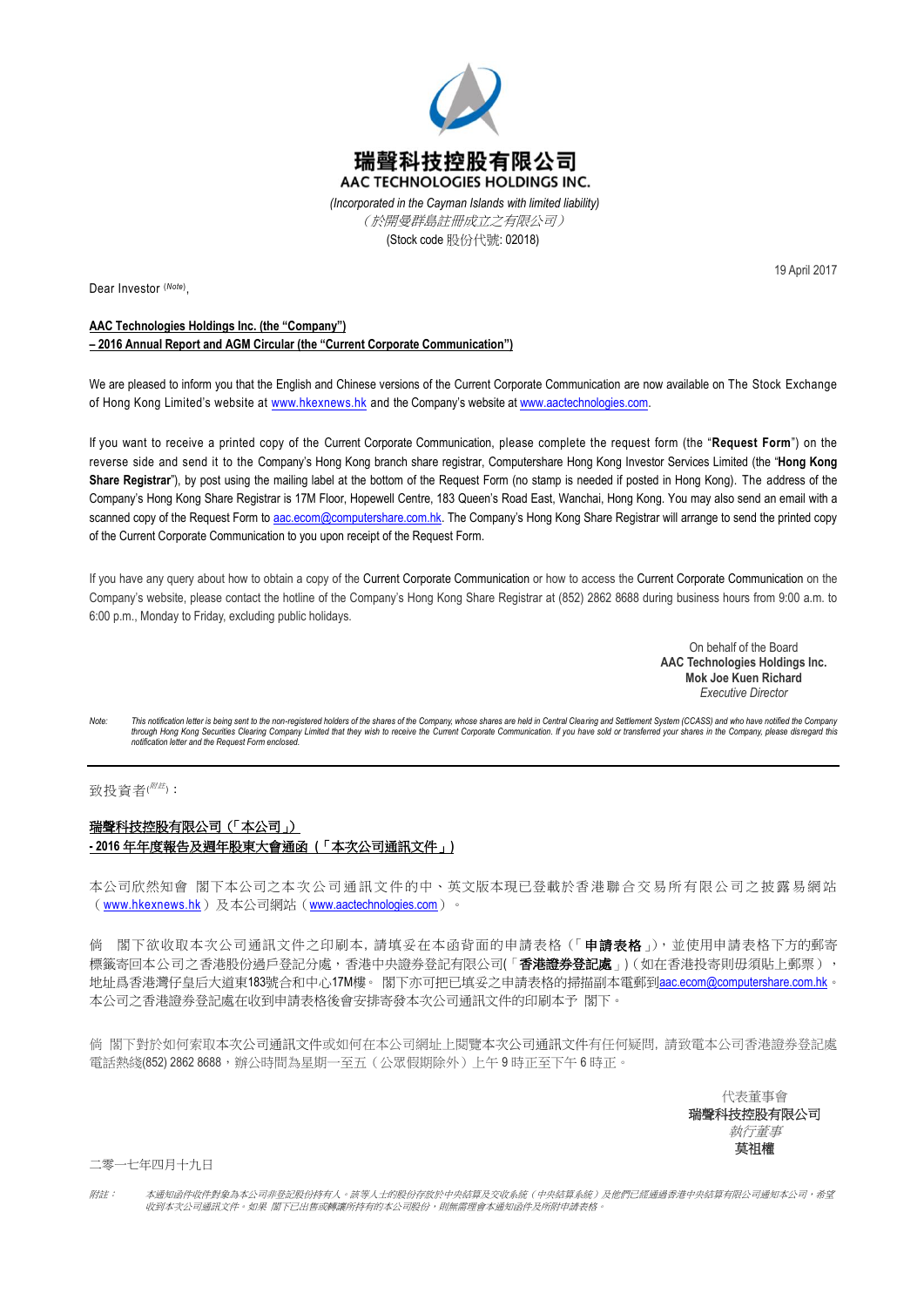# 瑞聲科技控股有限公司
# AAC TECHNOLOGIES HOLDINGS INC.

*(Incorporated in the Cayman Islands with limited liability)*
*（於開曼群島註冊成立之有限公司）*
(Stock code 股份代號: 02018)

19 April 2017

Dear Investor [(Note)],

**<u>AAC Technologies Holdings Inc. (the "Company")</u>**
**<u>– 2016 Annual Report and AGM Circular (the "Current Corporate Communication")</u>**

We are pleased to inform you that the English and Chinese versions of the Current Corporate Communication are now available on The Stock Exchange of Hong Kong Limited's website at www.hkexnews.hk and the Company's website at www.aactechnologies.com.

If you want to receive a printed copy of the Current Corporate Communication, please complete the request form (the "**Request Form**") on the reverse side and send it to the Company's Hong Kong branch share registrar, Computershare Hong Kong Investor Services Limited (the "**Hong Kong Share Registrar**"), by post using the mailing label at the bottom of the Request Form (no stamp is needed if posted in Hong Kong). The address of the Company's Hong Kong Share Registrar is 17M Floor, Hopewell Centre, 183 Queen's Road East, Wanchai, Hong Kong. You may also send an email with a scanned copy of the Request Form to aac.ecom@computershare.com.hk. The Company's Hong Kong Share Registrar will arrange to send the printed copy of the Current Corporate Communication to you upon receipt of the Request Form.

If you have any query about how to obtain a copy of the Current Corporate Communication or how to access the Current Corporate Communication on the Company's website, please contact the hotline of the Company's Hong Kong Share Registrar at (852) 2862 8688 during business hours from 9:00 a.m. to 6:00 p.m., Monday to Friday, excluding public holidays.

On behalf of the Board
**AAC Technologies Holdings Inc.**
**Mok Joe Kuen Richard**
*Executive Director*

*Note: This notification letter is being sent to the non-registered holders of the shares of the Company, whose shares are held in Central Clearing and Settlement System (CCASS) and who have notified the Company through Hong Kong Securities Clearing Company Limited that they wish to receive the Current Corporate Communication. If you have sold or transferred your shares in the Company, please disregard this notification letter and the Request Form enclosed.*

---

致投資者[(附註)]：

**<u>瑞聲科技控股有限公司（「本公司」）</u>**
**<u>- 2016 年年度報告及週年股東大會通函（「本次公司通訊文件」）</u>**

本公司欣然知會 閣下本公司之本次公司通訊文件的中、英文版本現已登載於香港聯合交易所有限公司之披露易網站（www.hkexnews.hk）及本公司網站（www.aactechnologies.com）。

倘 閣下欲收取本次公司通訊文件之印刷本，請填妥在本函背面的申請表格（「**申請表格**」），並使用申請表格下方的郵寄標籤寄回本公司之香港股份過戶登記分處，香港中央證券登記有限公司(「**香港證券登記處**」)（如在香港投寄則毋須貼上郵票），地址爲香港灣仔皇后大道東183號合和中心17M樓。 閣下亦可把已填妥之申請表格的掃描副本電郵到aac.ecom@computershare.com.hk。本公司之香港證券登記處在收到申請表格後會安排寄發本次公司通訊文件的印刷本予 閣下。

倘 閣下對於如何索取本次公司通訊文件或如何在本公司網址上閱覽本次公司通訊文件有任何疑問，請致電本公司香港證券登記處電話熱綫(852) 2862 8688，辦公時間為星期一至五（公眾假期除外）上午 9 時正至下午 6 時正。

代表董事會
**瑞聲科技控股有限公司**
*執行董事*
**莫祖權**

二零一七年四月十九日

*附註： 本通知函件收件對象為本公司非登記股份持有人。該等人士的股份存放於中央結算及交收系統（中央結算系統）及他們已經通過香港中央結算有限公司通知本公司，希望收到本次公司通訊文件。如果 閣下已出售或轉讓所持有的本公司股份，則無需理會本通知函件及所附申請表格。*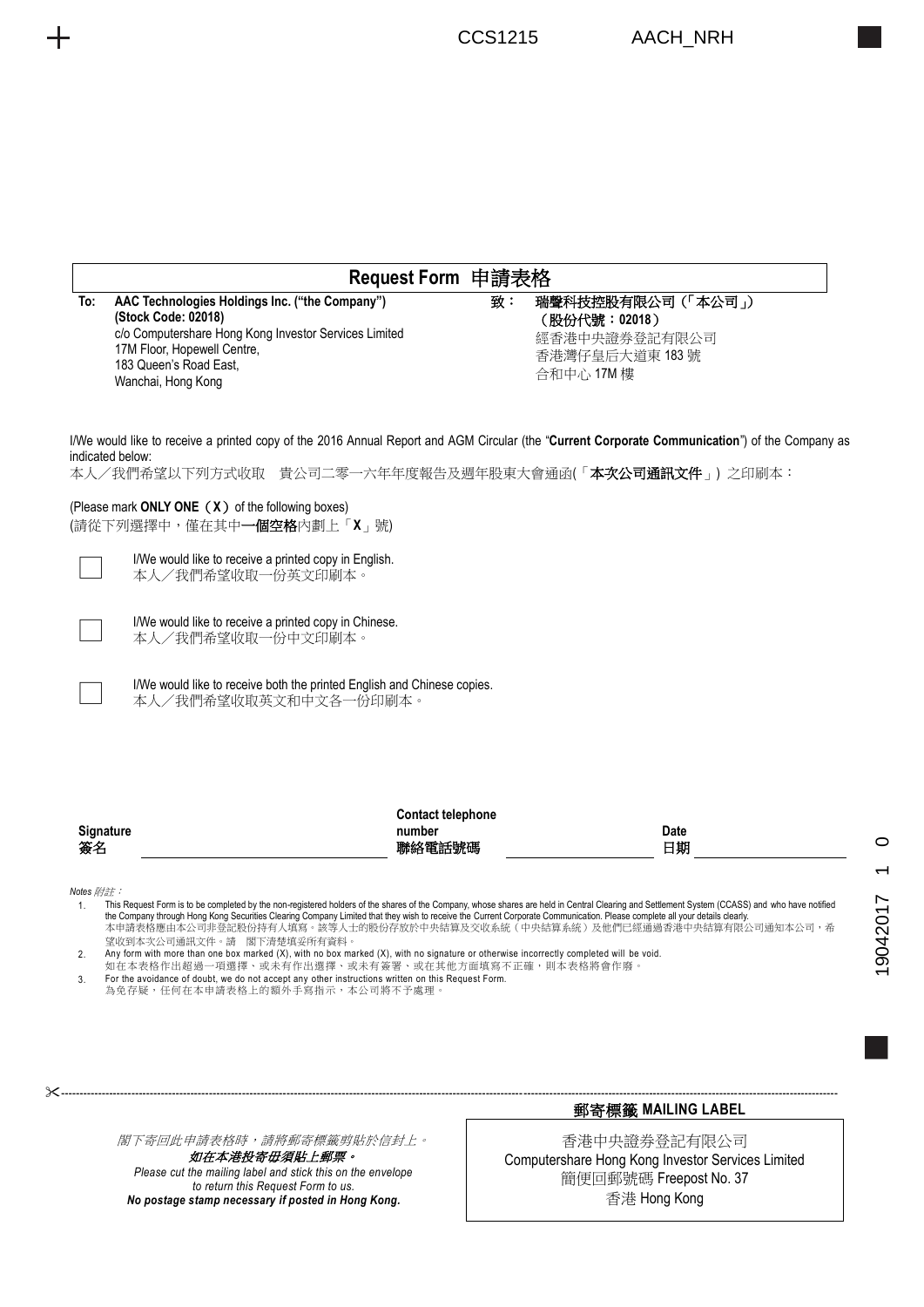# Request Form 申請表格

**To: AAC Technologies Holdings Inc. ("the Company")**
**(Stock Code: 02018)**
c/o Computershare Hong Kong Investor Services Limited
17M Floor, Hopewell Centre,
183 Queen's Road East,
Wanchai, Hong Kong

**致： 瑞聲科技控股有限公司（「本公司」）**
**（股份代號：02018）**
經香港中央證券登記有限公司
香港灣仔皇后大道東 183 號
合和中心 17M 樓

I/We would like to receive a printed copy of the 2016 Annual Report and AGM Circular (the "**Current Corporate Communication**") of the Company as indicated below:
本人／我們希望以下列方式收取 貴公司二零一六年年度報告及週年股東大會通函(「**本次公司通訊文件**」) 之印刷本：

(Please mark **ONLY ONE**（**X**）of the following boxes)
(請從下列選擇中，僅在其中**一個空格**內劃上「**X**」號)

☐ I/We would like to receive a printed copy in English.
本人／我們希望收取一份英文印刷本。

☐ I/We would like to receive a printed copy in Chinese.
本人／我們希望收取一份中文印刷本。

☐ I/We would like to receive both the printed English and Chinese copies.
本人／我們希望收取英文和中文各一份印刷本。

**Signature 簽名** ____________________ **Contact telephone number 聯絡電話號碼** ____________________ **Date 日期** ____________________

*Notes 附註：*

1. This Request Form is to be completed by the non-registered holders of the shares of the Company, whose shares are held in Central Clearing and Settlement System (CCASS) and who have notified the Company through Hong Kong Securities Clearing Company Limited that they wish to receive the Current Corporate Communication. Please complete all your details clearly.
本申請表格應由本公司非登記股份持有人填寫。該等人士的股份存放於中央結算及交收系統（中央結算系統）及他們已經通過香港中央結算有限公司通知本公司，希望收到本次公司通訊文件。請 閣下清楚填妥所有資料。
2. Any form with more than one box marked (X), with no box marked (X), with no signature or otherwise incorrectly completed will be void.
如在本表格作出超過一項選擇、或未有作出選擇、或未有簽署、或在其他方面填寫不正確，則本表格將會作廢。
3. For the avoidance of doubt, we do not accept any other instructions written on this Request Form.
為免存疑，任何在本申請表格上的額外手寫指示，本公司將不予處理。

---

*閣下寄回此申請表格時，請將郵寄標籤剪貼於信封上。*
***如在本港投寄毋須貼上郵票。***
*Please cut the mailing label and stick this on the envelope to return this Request Form to us.*
***No postage stamp necessary if posted in Hong Kong.***

**郵寄標籤 MAILING LABEL**

香港中央證券登記有限公司
Computershare Hong Kong Investor Services Limited
簡便回郵號碼 Freepost No. 37
香港 Hong Kong